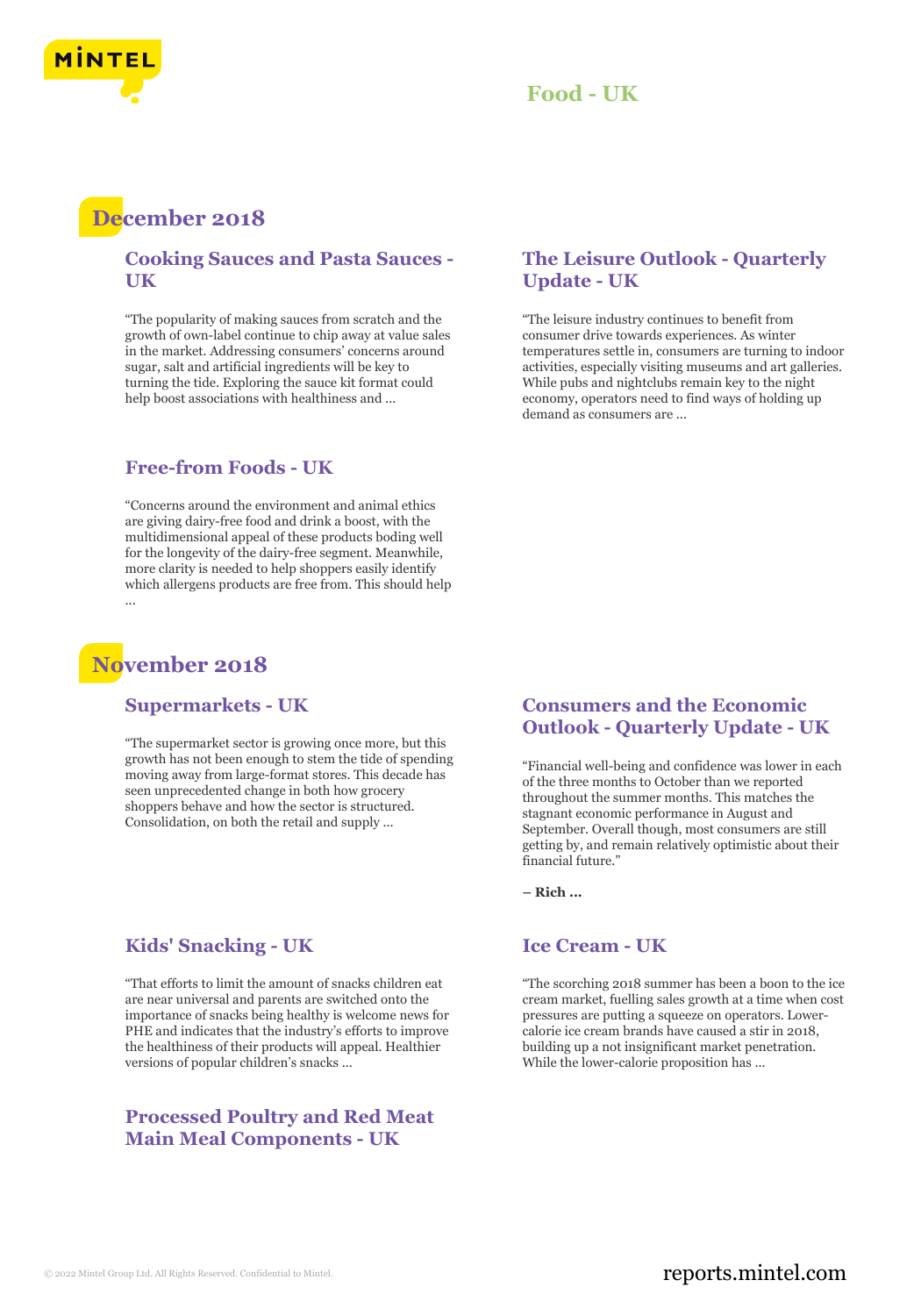# Food - UK

## December 2018

### Cooking Sauces and Pasta Sauces - UK

"The popularity of making sauces from scratch and the growth of own-label continue to chip away at value sales in the market. Addressing consumers' concerns around sugar, salt and artificial ingredients will be key to turning the tide. Exploring the sauce kit format could help boost associations with healthiness and ...

### The Leisure Outlook - Quarterly Update - UK

"The leisure industry continues to benefit from consumer drive towards experiences. As winter temperatures settle in, consumers are turning to indoor activities, especially visiting museums and art galleries. While pubs and nightclubs remain key to the night economy, operators need to find ways of holding up demand as consumers are ...

### Free-from Foods - UK

"Concerns around the environment and animal ethics are giving dairy-free food and drink a boost, with the multidimensional appeal of these products boding well for the longevity of the dairy-free segment. Meanwhile, more clarity is needed to help shoppers easily identify which allergens products are free from. This should help ...

## November 2018

### Supermarkets - UK

"The supermarket sector is growing once more, but this growth has not been enough to stem the tide of spending moving away from large-format stores. This decade has seen unprecedented change in both how grocery shoppers behave and how the sector is structured. Consolidation, on both the retail and supply ...

### Consumers and the Economic Outlook - Quarterly Update - UK

"Financial well-being and confidence was lower in each of the three months to October than we reported throughout the summer months. This matches the stagnant economic performance in August and September. Overall though, most consumers are still getting by, and remain relatively optimistic about their financial future."

**– Rich ...**

### Kids' Snacking - UK

"That efforts to limit the amount of snacks children eat are near universal and parents are switched onto the importance of snacks being healthy is welcome news for PHE and indicates that the industry's efforts to improve the healthiness of their products will appeal. Healthier versions of popular children's snacks ...

### Ice Cream - UK

"The scorching 2018 summer has been a boon to the ice cream market, fuelling sales growth at a time when cost pressures are putting a squeeze on operators. Lower-calorie ice cream brands have caused a stir in 2018, building up a not insignificant market penetration. While the lower-calorie proposition has ...

### Processed Poultry and Red Meat Main Meal Components - UK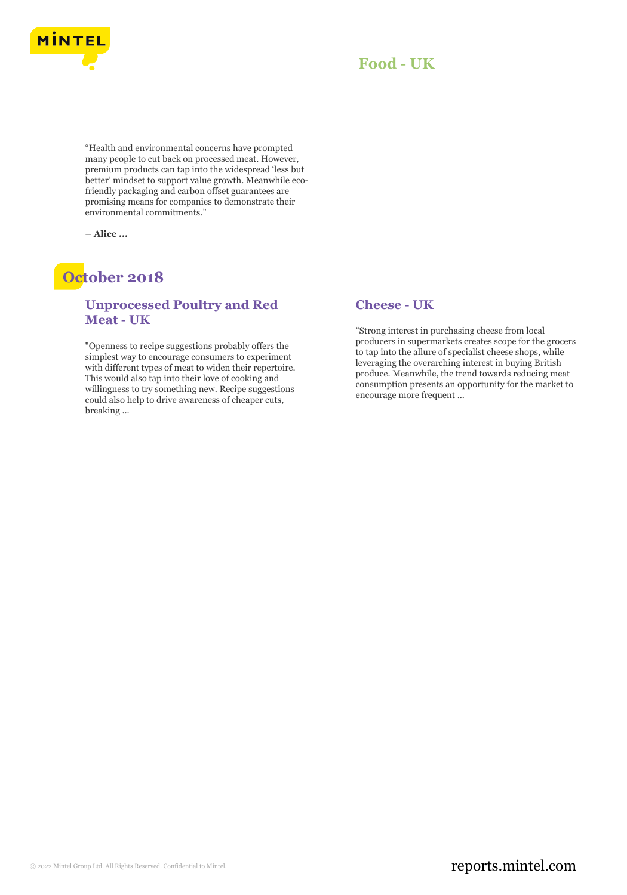## Food - UK

"Health and environmental concerns have prompted many people to cut back on processed meat. However, premium products can tap into the widespread 'less but better' mindset to support value growth. Meanwhile eco-friendly packaging and carbon offset guarantees are promising means for companies to demonstrate their environmental commitments."

**– Alice ...**

# October 2018

### Unprocessed Poultry and Red Meat - UK

"Openness to recipe suggestions probably offers the simplest way to encourage consumers to experiment with different types of meat to widen their repertoire. This would also tap into their love of cooking and willingness to try something new. Recipe suggestions could also help to drive awareness of cheaper cuts, breaking ...

### Cheese - UK

"Strong interest in purchasing cheese from local producers in supermarkets creates scope for the grocers to tap into the allure of specialist cheese shops, while leveraging the overarching interest in buying British produce. Meanwhile, the trend towards reducing meat consumption presents an opportunity for the market to encourage more frequent ...